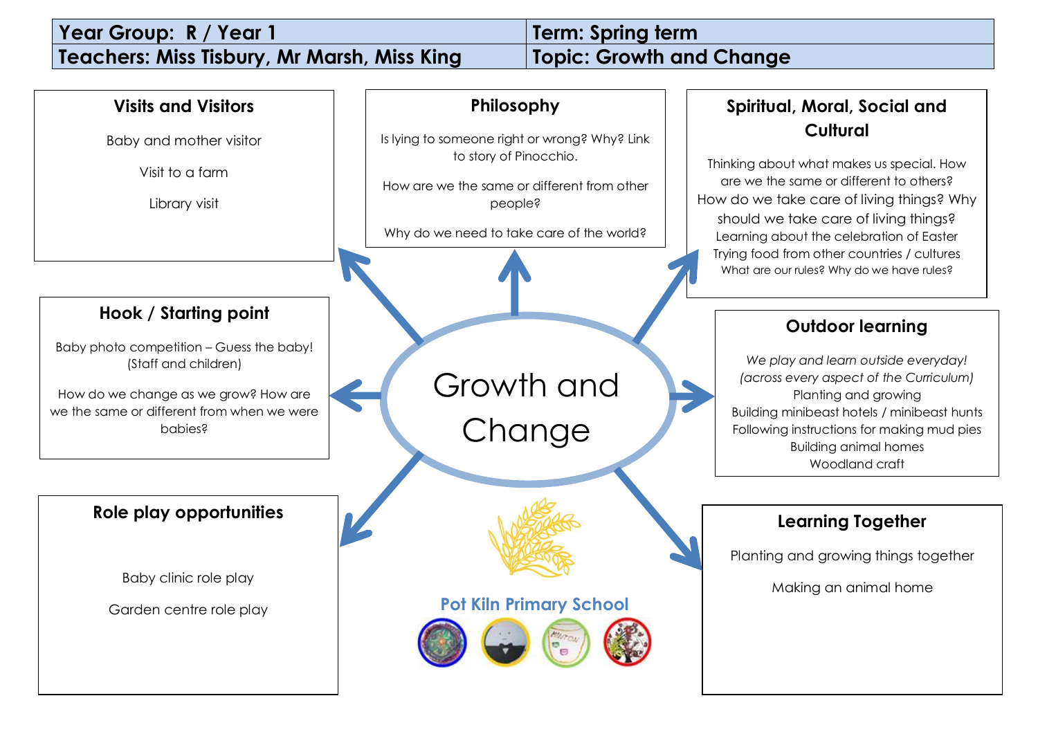| Year Group: R / Year 1 | Term: Spring term |
| --- | --- |
| Teachers: Miss Tisbury, Mr Marsh, Miss King | Topic: Growth and Change |

# Growth and Change

## Visits and Visitors

Baby and mother visitor

Visit to a farm

Library visit

## Philosophy

Is lying to someone right or wrong? Why? Link to story of Pinocchio.

How are we the same or different from other people?

Why do we need to take care of the world?

## Spiritual, Moral, Social and Cultural

Thinking about what makes us special. How are we the same or different to others?
How do we take care of living things? Why should we take care of living things?
Learning about the celebration of Easter
Trying food from other countries / cultures
What are our rules? Why do we have rules?

## Hook / Starting point

Baby photo competition – Guess the baby! (Staff and children)

How do we change as we grow? How are we the same or different from when we were babies?

## Outdoor learning

*We play and learn outside everyday! (across every aspect of the Curriculum)*
Planting and growing
Building minibeast hotels / minibeast hunts
Following instructions for making mud pies
Building animal homes
Woodland craft

## Role play opportunities

Baby clinic role play

Garden centre role play

## Learning Together

Planting and growing things together

Making an animal home

Pot Kiln Primary School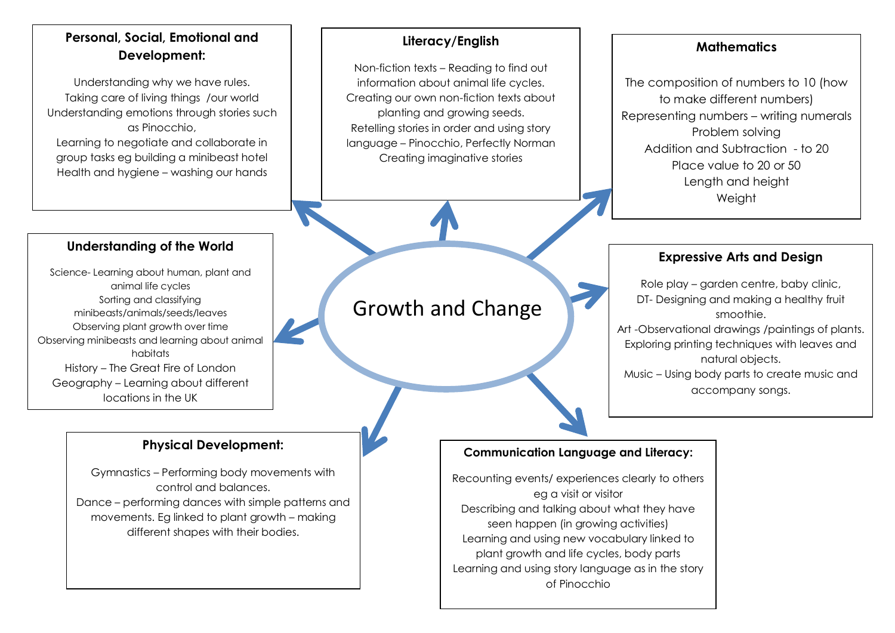# Growth and Change

## Personal, Social, Emotional and Development:

Understanding why we have rules.
Taking care of living things /our world
Understanding emotions through stories such as Pinocchio,
Learning to negotiate and collaborate in group tasks eg building a minibeast hotel
Health and hygiene – washing our hands

## Literacy/English

Non-fiction texts – Reading to find out information about animal life cycles.
Creating our own non-fiction texts about planting and growing seeds.
Retelling stories in order and using story language – Pinocchio, Perfectly Norman
Creating imaginative stories

## Mathematics

The composition of numbers to 10 (how to make different numbers)
Representing numbers – writing numerals
Problem solving
Addition and Subtraction - to 20
Place value to 20 or 50
Length and height
Weight

## Understanding of the World

Science- Learning about human, plant and animal life cycles
Sorting and classifying minibeasts/animals/seeds/leaves
Observing plant growth over time
Observing minibeasts and learning about animal habitats
History – The Great Fire of London
Geography – Learning about different locations in the UK

## Expressive Arts and Design

Role play – garden centre, baby clinic,
DT- Designing and making a healthy fruit smoothie.
Art -Observational drawings /paintings of plants.
Exploring printing techniques with leaves and natural objects.
Music – Using body parts to create music and accompany songs.

## Physical Development:

Gymnastics – Performing body movements with control and balances.
Dance – performing dances with simple patterns and movements. Eg linked to plant growth – making different shapes with their bodies.

## Communication Language and Literacy:

Recounting events/ experiences clearly to others eg a visit or visitor
Describing and talking about what they have seen happen (in growing activities)
Learning and using new vocabulary linked to plant growth and life cycles, body parts
Learning and using story language as in the story of Pinocchio